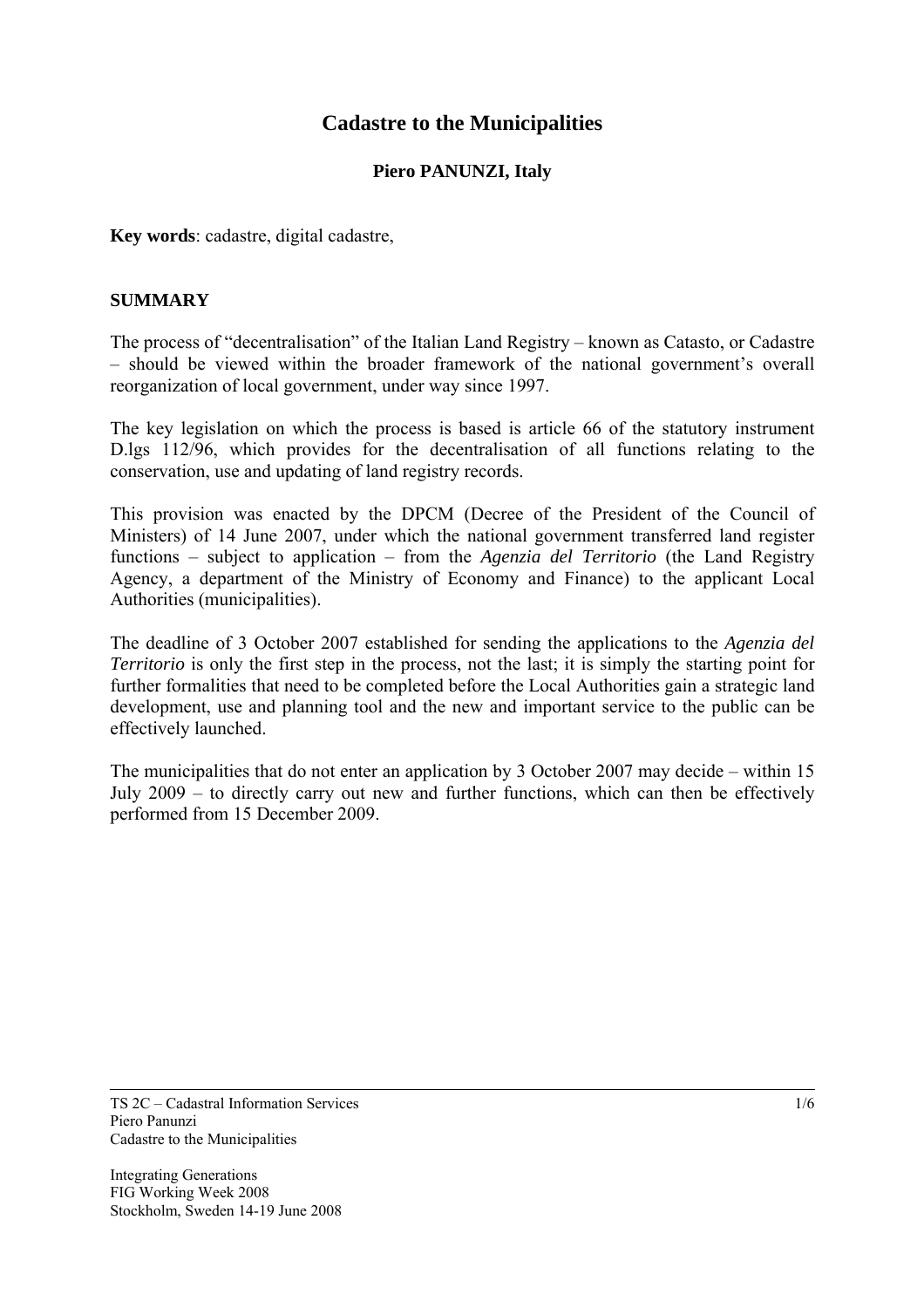# Cadastre to the Municipalities

**Piero PANUNZI, Italy**

**Key words**: cadastre, digital cadastre,

## SUMMARY

The process of "decentralisation" of the Italian Land Registry – known as Catasto, or Cadastre – should be viewed within the broader framework of the national government's overall reorganization of local government, under way since 1997.

The key legislation on which the process is based is article 66 of the statutory instrument D.lgs 112/96, which provides for the decentralisation of all functions relating to the conservation, use and updating of land registry records.

This provision was enacted by the DPCM (Decree of the President of the Council of Ministers) of 14 June 2007, under which the national government transferred land register functions – subject to application – from the *Agenzia del Territorio* (the Land Registry Agency, a department of the Ministry of Economy and Finance) to the applicant Local Authorities (municipalities).

The deadline of 3 October 2007 established for sending the applications to the *Agenzia del Territorio* is only the first step in the process, not the last; it is simply the starting point for further formalities that need to be completed before the Local Authorities gain a strategic land development, use and planning tool and the new and important service to the public can be effectively launched.

The municipalities that do not enter an application by 3 October 2007 may decide – within 15 July 2009 – to directly carry out new and further functions, which can then be effectively performed from 15 December 2009.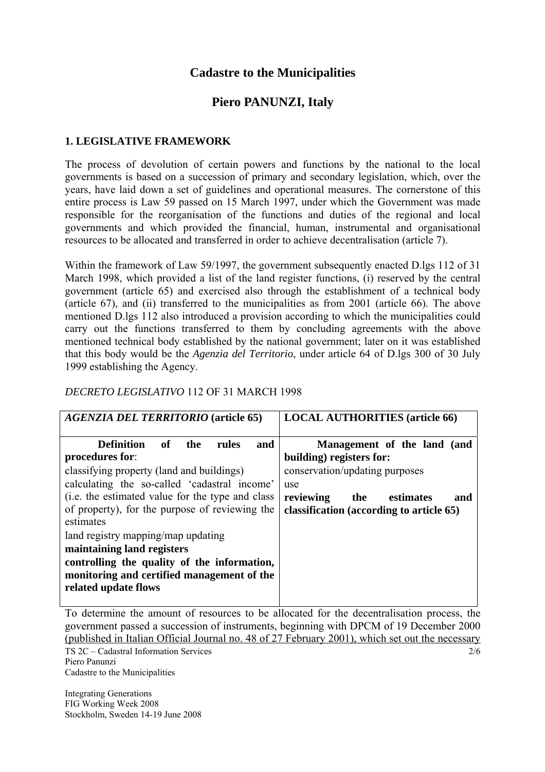# Cadastre to the Municipalities

## Piero PANUNZI, Italy

### 1. LEGISLATIVE FRAMEWORK

The process of devolution of certain powers and functions by the national to the local governments is based on a succession of primary and secondary legislation, which, over the years, have laid down a set of guidelines and operational measures. The cornerstone of this entire process is Law 59 passed on 15 March 1997, under which the Government was made responsible for the reorganisation of the functions and duties of the regional and local governments and which provided the financial, human, instrumental and organisational resources to be allocated and transferred in order to achieve decentralisation (article 7).

Within the framework of Law 59/1997, the government subsequently enacted D.lgs 112 of 31 March 1998, which provided a list of the land register functions, (i) reserved by the central government (article 65) and exercised also through the establishment of a technical body (article 67), and (ii) transferred to the municipalities as from 2001 (article 66). The above mentioned D.lgs 112 also introduced a provision according to which the municipalities could carry out the functions transferred to them by concluding agreements with the above mentioned technical body established by the national government; later on it was established that this body would be the *Agenzia del Territorio*, under article 64 of D.lgs 300 of 30 July 1999 establishing the Agency.

*DECRETO LEGISLATIVO* 112 OF 31 MARCH 1998

| ***AGENZIA DEL TERRITORIO* (article 65)** | **LOCAL AUTHORITIES (article 66)** |
|---|---|
| **Definition of the rules and procedures for**:<br>classifying property (land and buildings)<br>calculating the so-called 'cadastral income' (i.e. the estimated value for the type and class of property), for the purpose of reviewing the estimates<br>land registry mapping/map updating<br>**maintaining land registers**<br>**controlling the quality of the information, monitoring and certified management of the related update flows** | **Management of the land (and building) registers for:**<br>conservation/updating purposes<br>use<br>**reviewing the estimates and classification (according to article 65)** |

To determine the amount of resources to be allocated for the decentralisation process, the government passed a succession of instruments, beginning with DPCM of 19 December 2000 (published in Italian Official Journal no. 48 of 27 February 2001), which set out the necessary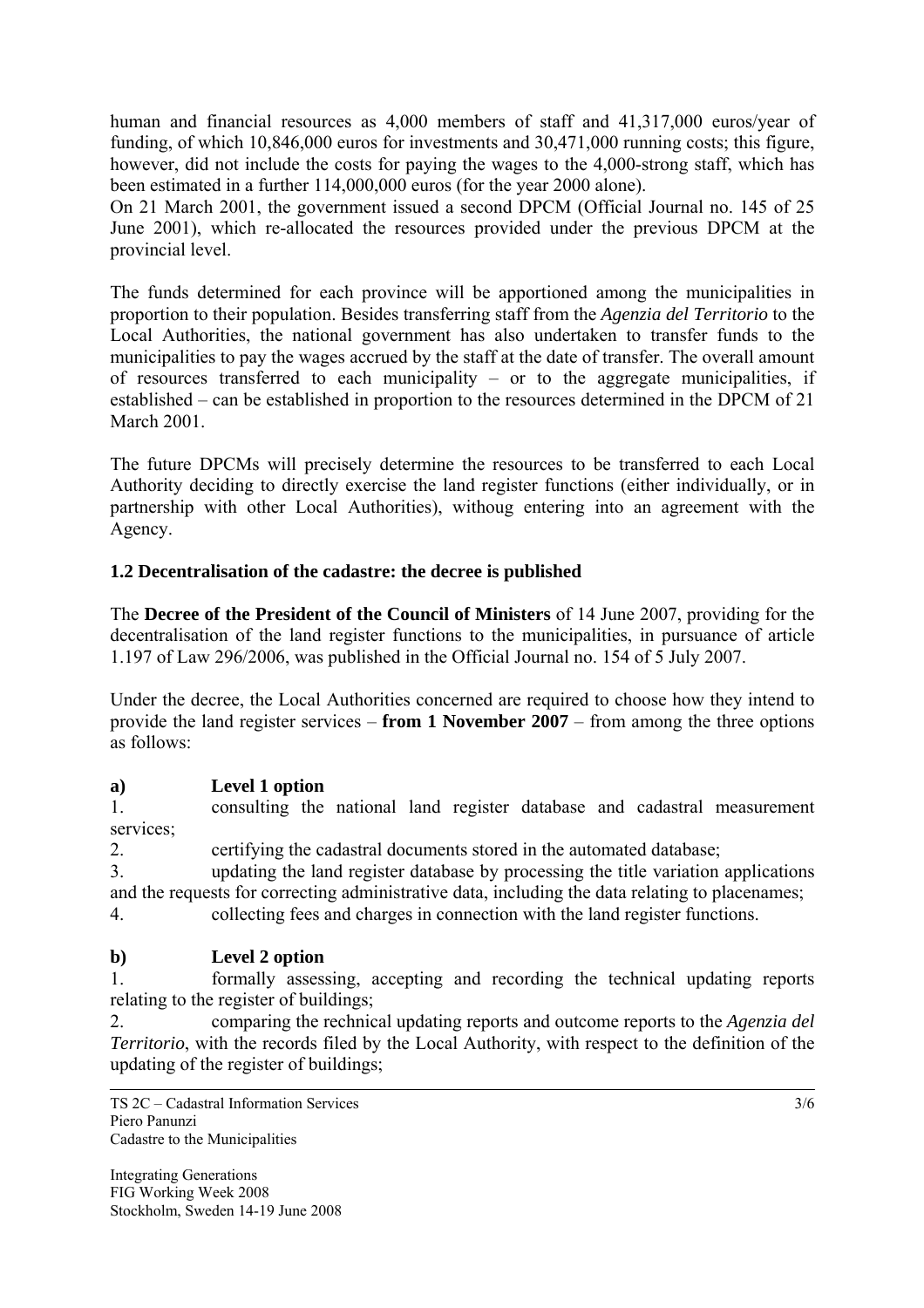human and financial resources as 4,000 members of staff and 41,317,000 euros/year of funding, of which 10,846,000 euros for investments and 30,471,000 running costs; this figure, however, did not include the costs for paying the wages to the 4,000-strong staff, which has been estimated in a further 114,000,000 euros (for the year 2000 alone).
On 21 March 2001, the government issued a second DPCM (Official Journal no. 145 of 25 June 2001), which re-allocated the resources provided under the previous DPCM at the provincial level.

The funds determined for each province will be apportioned among the municipalities in proportion to their population. Besides transferring staff from the *Agenzia del Territorio* to the Local Authorities, the national government has also undertaken to transfer funds to the municipalities to pay the wages accrued by the staff at the date of transfer. The overall amount of resources transferred to each municipality – or to the aggregate municipalities, if established – can be established in proportion to the resources determined in the DPCM of 21 March 2001.

The future DPCMs will precisely determine the resources to be transferred to each Local Authority deciding to directly exercise the land register functions (either individually, or in partnership with other Local Authorities), withoug entering into an agreement with the Agency.

### 1.2 Decentralisation of the cadastre: the decree is published

The **Decree of the President of the Council of Ministers** of 14 June 2007, providing for the decentralisation of the land register functions to the municipalities, in pursuance of article 1.197 of Law 296/2006, was published in the Official Journal no. 154 of 5 July 2007.

Under the decree, the Local Authorities concerned are required to choose how they intend to provide the land register services – **from 1 November 2007** – from among the three options as follows:

**a) Level 1 option**

1. consulting the national land register database and cadastral measurement services;
2. certifying the cadastral documents stored in the automated database;
3. updating the land register database by processing the title variation applications and the requests for correcting administrative data, including the data relating to placenames;
4. collecting fees and charges in connection with the land register functions.

**b) Level 2 option**

1. formally assessing, accepting and recording the technical updating reports relating to the register of buildings;
2. comparing the rechnical updating reports and outcome reports to the *Agenzia del Territorio*, with the records filed by the Local Authority, with respect to the definition of the updating of the register of buildings;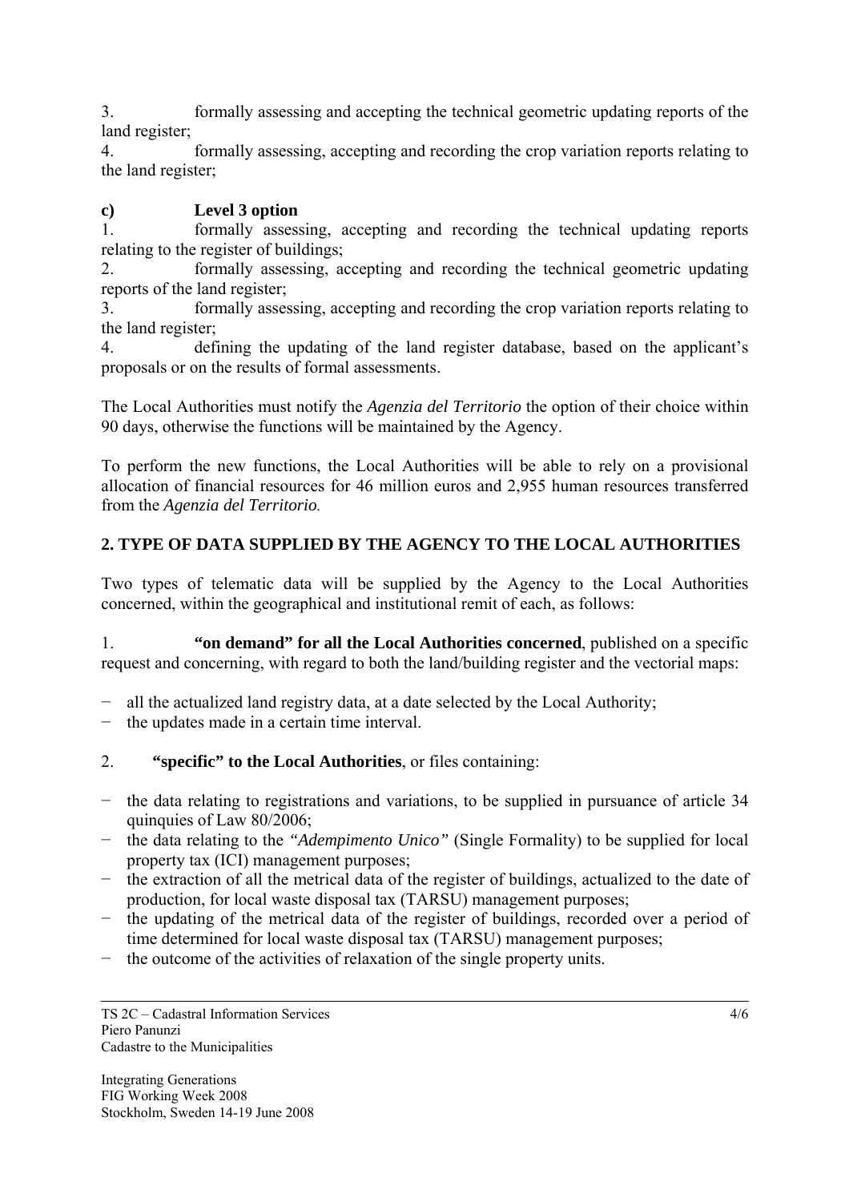3. formally assessing and accepting the technical geometric updating reports of the land register;

4. formally assessing, accepting and recording the crop variation reports relating to the land register;

**c) Level 3 option**

1. formally assessing, accepting and recording the technical updating reports relating to the register of buildings;
2. formally assessing, accepting and recording the technical geometric updating reports of the land register;
3. formally assessing, accepting and recording the crop variation reports relating to the land register;
4. defining the updating of the land register database, based on the applicant's proposals or on the results of formal assessments.

The Local Authorities must notify the *Agenzia del Territorio* the option of their choice within 90 days, otherwise the functions will be maintained by the Agency.

To perform the new functions, the Local Authorities will be able to rely on a provisional allocation of financial resources for 46 million euros and 2,955 human resources transferred from the *Agenzia del Territorio.*

## 2. TYPE OF DATA SUPPLIED BY THE AGENCY TO THE LOCAL AUTHORITIES

Two types of telematic data will be supplied by the Agency to the Local Authorities concerned, within the geographical and institutional remit of each, as follows:

1. **"on demand" for all the Local Authorities concerned**, published on a specific request and concerning, with regard to both the land/building register and the vectorial maps:

- all the actualized land registry data, at a date selected by the Local Authority;
- the updates made in a certain time interval.

2. **"specific" to the Local Authorities**, or files containing:

- the data relating to registrations and variations, to be supplied in pursuance of article 34 quinquies of Law 80/2006;
- the data relating to the *"Adempimento Unico"* (Single Formality) to be supplied for local property tax (ICI) management purposes;
- the extraction of all the metrical data of the register of buildings, actualized to the date of production, for local waste disposal tax (TARSU) management purposes;
- the updating of the metrical data of the register of buildings, recorded over a period of time determined for local waste disposal tax (TARSU) management purposes;
- the outcome of the activities of relaxation of the single property units.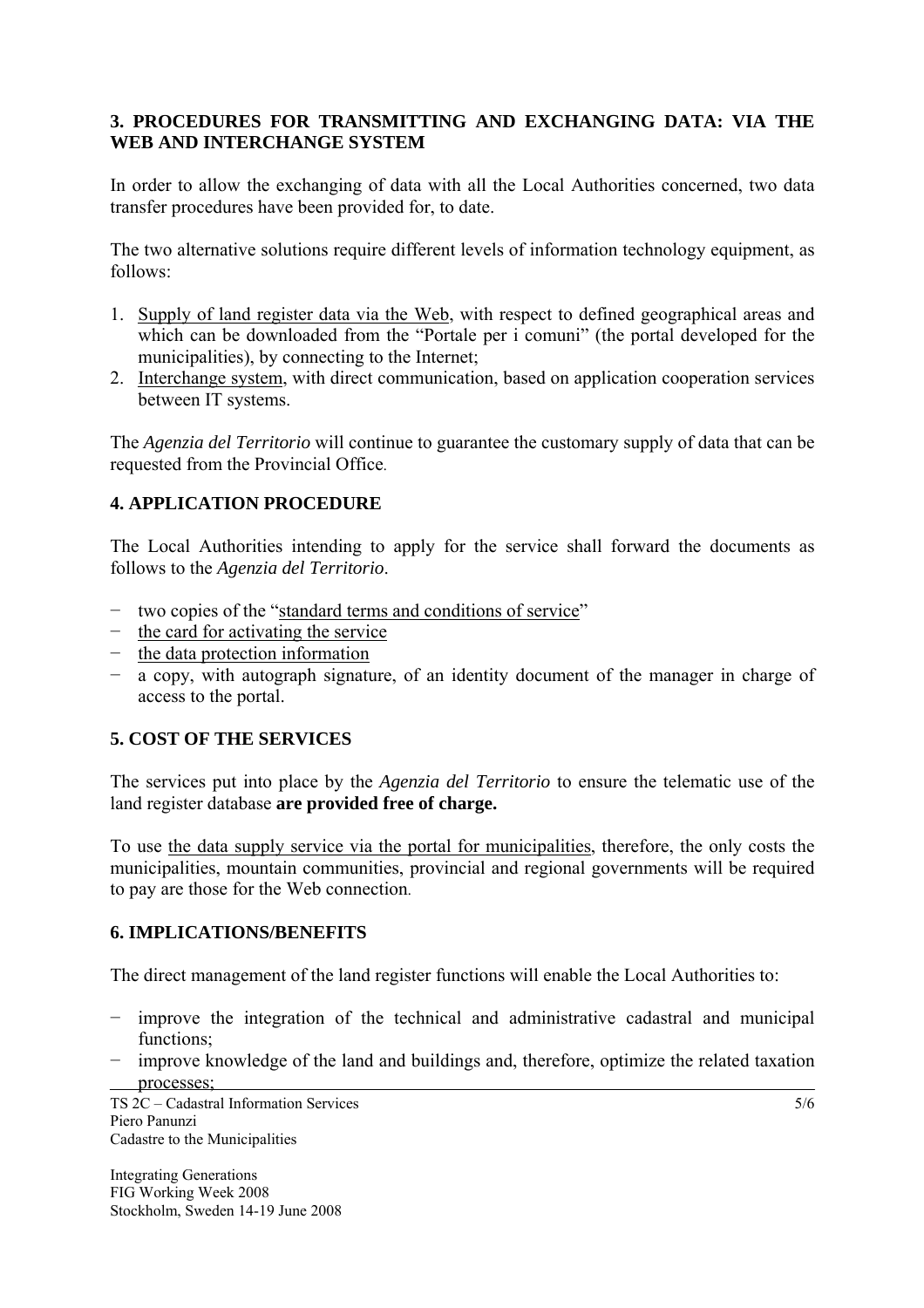## 3. PROCEDURES FOR TRANSMITTING AND EXCHANGING DATA: VIA THE WEB AND INTERCHANGE SYSTEM

In order to allow the exchanging of data with all the Local Authorities concerned, two data transfer procedures have been provided for, to date.

The two alternative solutions require different levels of information technology equipment, as follows:

1. Supply of land register data via the Web, with respect to defined geographical areas and which can be downloaded from the "Portale per i comuni" (the portal developed for the municipalities), by connecting to the Internet;
2. Interchange system, with direct communication, based on application cooperation services between IT systems.

The *Agenzia del Territorio* will continue to guarantee the customary supply of data that can be requested from the Provincial Office.

## 4. APPLICATION PROCEDURE

The Local Authorities intending to apply for the service shall forward the documents as follows to the *Agenzia del Territorio*.

- two copies of the "standard terms and conditions of service"
- the card for activating the service
- the data protection information
- a copy, with autograph signature, of an identity document of the manager in charge of access to the portal.

## 5. COST OF THE SERVICES

The services put into place by the *Agenzia del Territorio* to ensure the telematic use of the land register database **are provided free of charge.**

To use the data supply service via the portal for municipalities, therefore, the only costs the municipalities, mountain communities, provincial and regional governments will be required to pay are those for the Web connection.

## 6. IMPLICATIONS/BENEFITS

The direct management of the land register functions will enable the Local Authorities to:

- improve the integration of the technical and administrative cadastral and municipal functions;
- improve knowledge of the land and buildings and, therefore, optimize the related taxation processes;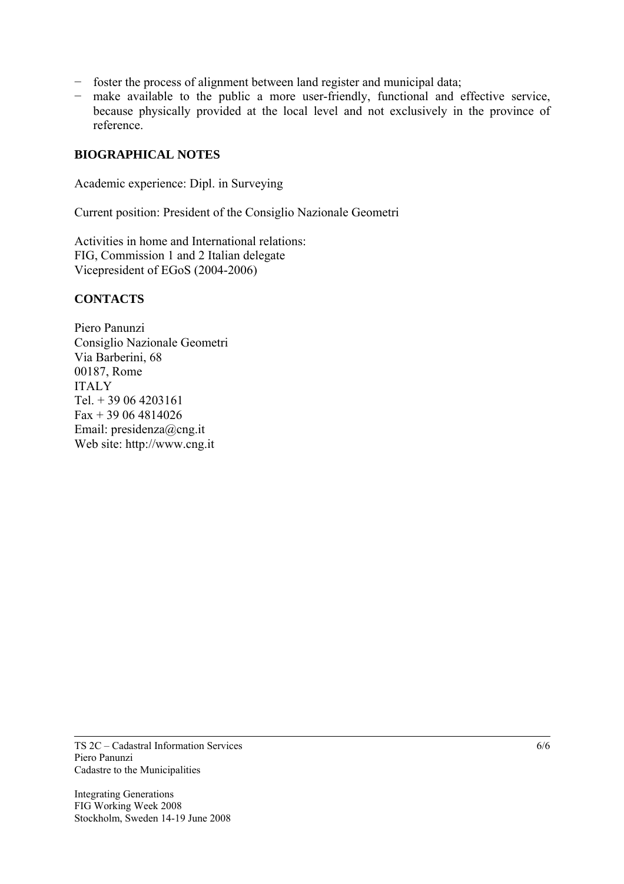- foster the process of alignment between land register and municipal data;
- make available to the public a more user-friendly, functional and effective service, because physically provided at the local level and not exclusively in the province of reference.

## BIOGRAPHICAL NOTES

Academic experience: Dipl. in Surveying

Current position: President of the Consiglio Nazionale Geometri

Activities in home and International relations:
FIG, Commission 1 and 2 Italian delegate
Vicepresident of EGoS (2004-2006)

## CONTACTS

Piero Panunzi
Consiglio Nazionale Geometri
Via Barberini, 68
00187, Rome
ITALY
Tel. + 39 06 4203161
Fax + 39 06 4814026
Email: presidenza@cng.it
Web site: http://www.cng.it